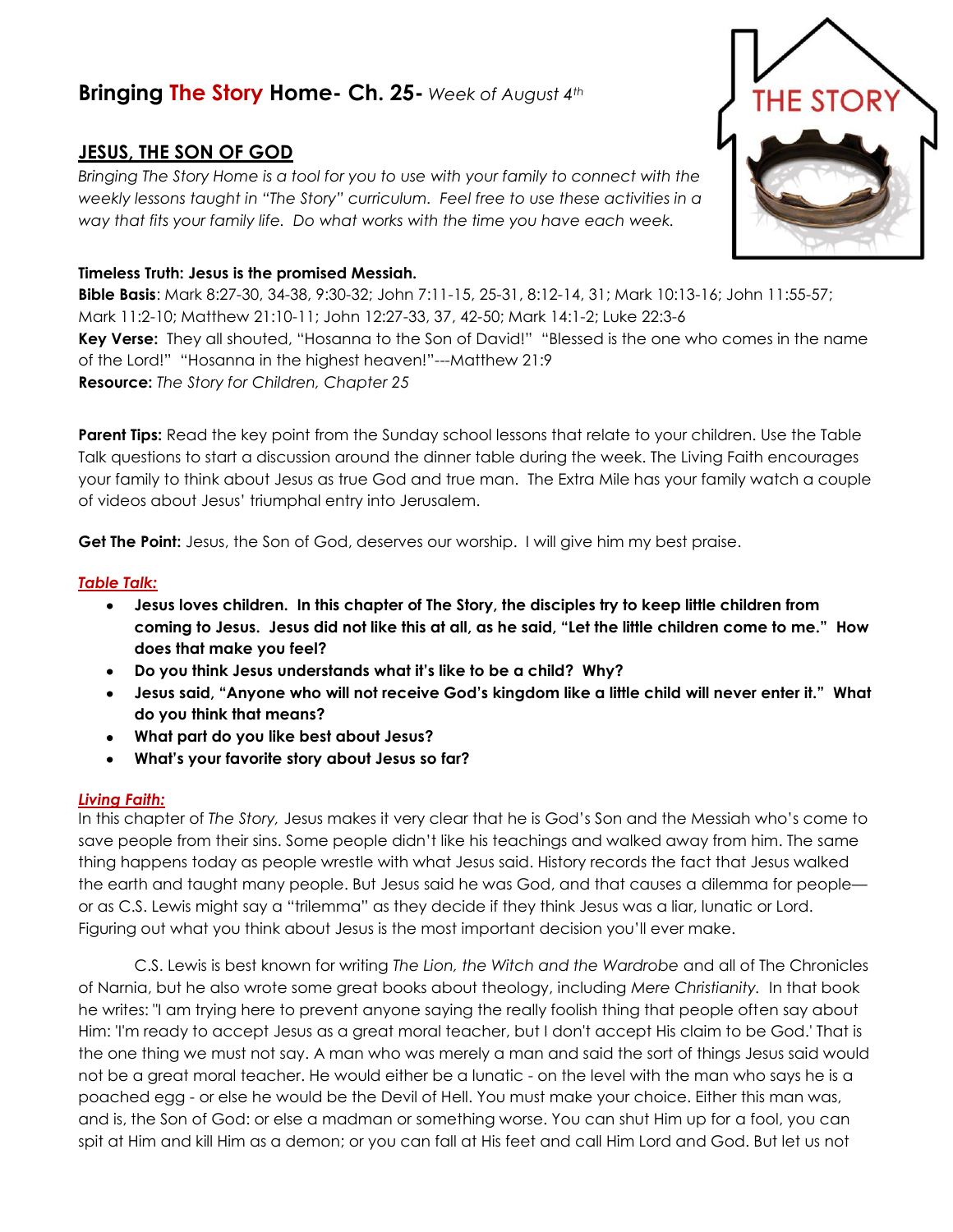# Bringing The Story Home- Ch. 25- *Week of August 4th*

## JESUS, THE SON OF GOD

*Bringing The Story Home is a tool for you to use with your family to connect with the weekly lessons taught in "The Story" curriculum. Feel free to use these activities in a way that fits your family life. Do what works with the time you have each week.*

**Timeless Truth: Jesus is the promised Messiah.**
**Bible Basis**: Mark 8:27-30, 34-38, 9:30-32; John 7:11-15, 25-31, 8:12-14, 31; Mark 10:13-16; John 11:55-57; Mark 11:2-10; Matthew 21:10-11; John 12:27-33, 37, 42-50; Mark 14:1-2; Luke 22:3-6
**Key Verse:** They all shouted, "Hosanna to the Son of David!" "Blessed is the one who comes in the name of the Lord!" "Hosanna in the highest heaven!"---Matthew 21:9
**Resource:** *The Story for Children, Chapter 25*

**Parent Tips:** Read the key point from the Sunday school lessons that relate to your children. Use the Table Talk questions to start a discussion around the dinner table during the week. The Living Faith encourages your family to think about Jesus as true God and true man. The Extra Mile has your family watch a couple of videos about Jesus' triumphal entry into Jerusalem.

**Get The Point:** Jesus, the Son of God, deserves our worship. I will give him my best praise.

***Table Talk:***

- **Jesus loves children. In this chapter of The Story, the disciples try to keep little children from coming to Jesus. Jesus did not like this at all, as he said, "Let the little children come to me." How does that make you feel?**
- **Do you think Jesus understands what it's like to be a child? Why?**
- **Jesus said, "Anyone who will not receive God's kingdom like a little child will never enter it." What do you think that means?**
- **What part do you like best about Jesus?**
- **What's your favorite story about Jesus so far?**

***Living Faith:***

In this chapter of *The Story,* Jesus makes it very clear that he is God's Son and the Messiah who's come to save people from their sins. Some people didn't like his teachings and walked away from him. The same thing happens today as people wrestle with what Jesus said. History records the fact that Jesus walked the earth and taught many people. But Jesus said he was God, and that causes a dilemma for people—or as C.S. Lewis might say a "trilemma" as they decide if they think Jesus was a liar, lunatic or Lord. Figuring out what you think about Jesus is the most important decision you'll ever make.

C.S. Lewis is best known for writing *The Lion, the Witch and the Wardrobe* and all of The Chronicles of Narnia, but he also wrote some great books about theology, including *Mere Christianity.* In that book he writes: "I am trying here to prevent anyone saying the really foolish thing that people often say about Him: 'I'm ready to accept Jesus as a great moral teacher, but I don't accept His claim to be God.' That is the one thing we must not say. A man who was merely a man and said the sort of things Jesus said would not be a great moral teacher. He would either be a lunatic - on the level with the man who says he is a poached egg - or else he would be the Devil of Hell. You must make your choice. Either this man was, and is, the Son of God: or else a madman or something worse. You can shut Him up for a fool, you can spit at Him and kill Him as a demon; or you can fall at His feet and call Him Lord and God. But let us not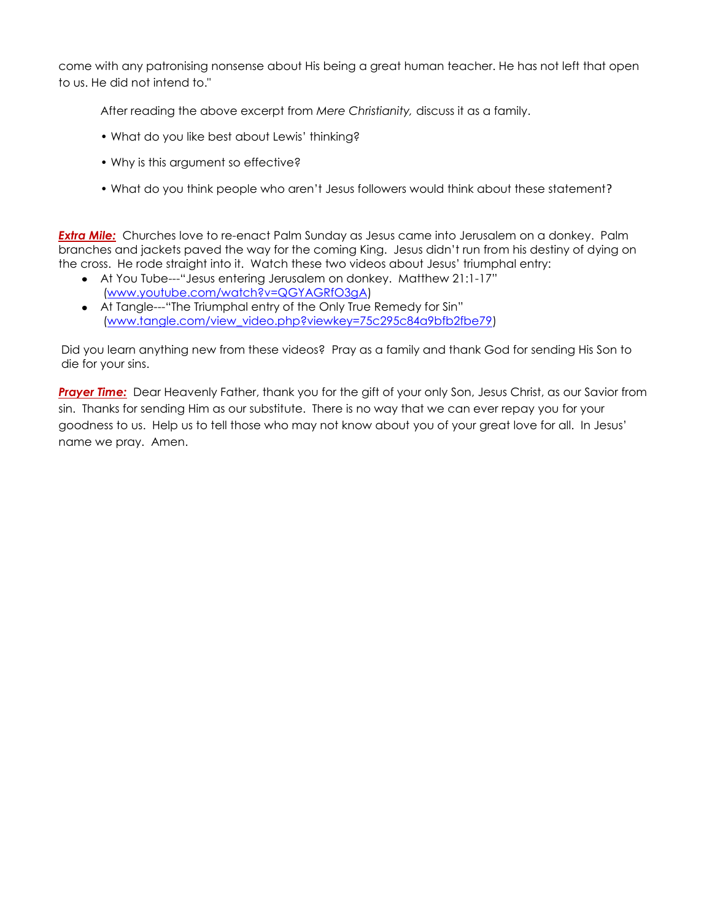come with any patronising nonsense about His being a great human teacher. He has not left that open to us. He did not intend to."

After reading the above excerpt from *Mere Christianity,* discuss it as a family.

- What do you like best about Lewis' thinking?
- Why is this argument so effective?
- What do you think people who aren't Jesus followers would think about these statement?

***Extra Mile:*** Churches love to re-enact Palm Sunday as Jesus came into Jerusalem on a donkey. Palm branches and jackets paved the way for the coming King. Jesus didn't run from his destiny of dying on the cross. He rode straight into it. Watch these two videos about Jesus' triumphal entry:

- At You Tube---"Jesus entering Jerusalem on donkey. Matthew 21:1-17" (www.youtube.com/watch?v=QGYAGRfO3gA)
- At Tangle---"The Triumphal entry of the Only True Remedy for Sin" (www.tangle.com/view_video.php?viewkey=75c295c84a9bfb2fbe79)

Did you learn anything new from these videos? Pray as a family and thank God for sending His Son to die for your sins.

***Prayer Time:*** Dear Heavenly Father, thank you for the gift of your only Son, Jesus Christ, as our Savior from sin. Thanks for sending Him as our substitute. There is no way that we can ever repay you for your goodness to us. Help us to tell those who may not know about you of your great love for all. In Jesus' name we pray. Amen.